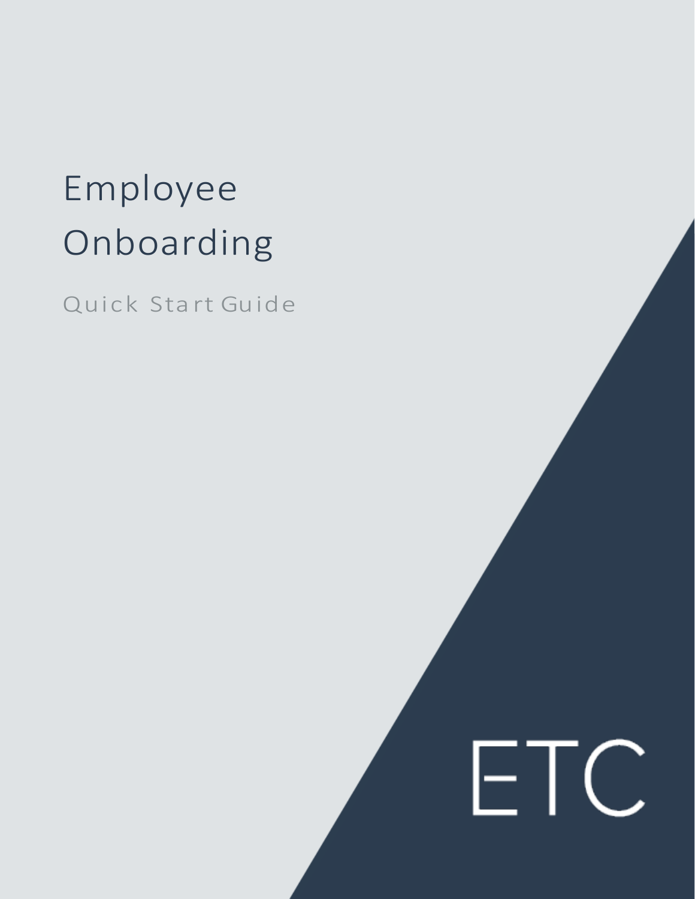# Employee Onboarding

Quick Start Guide

ETC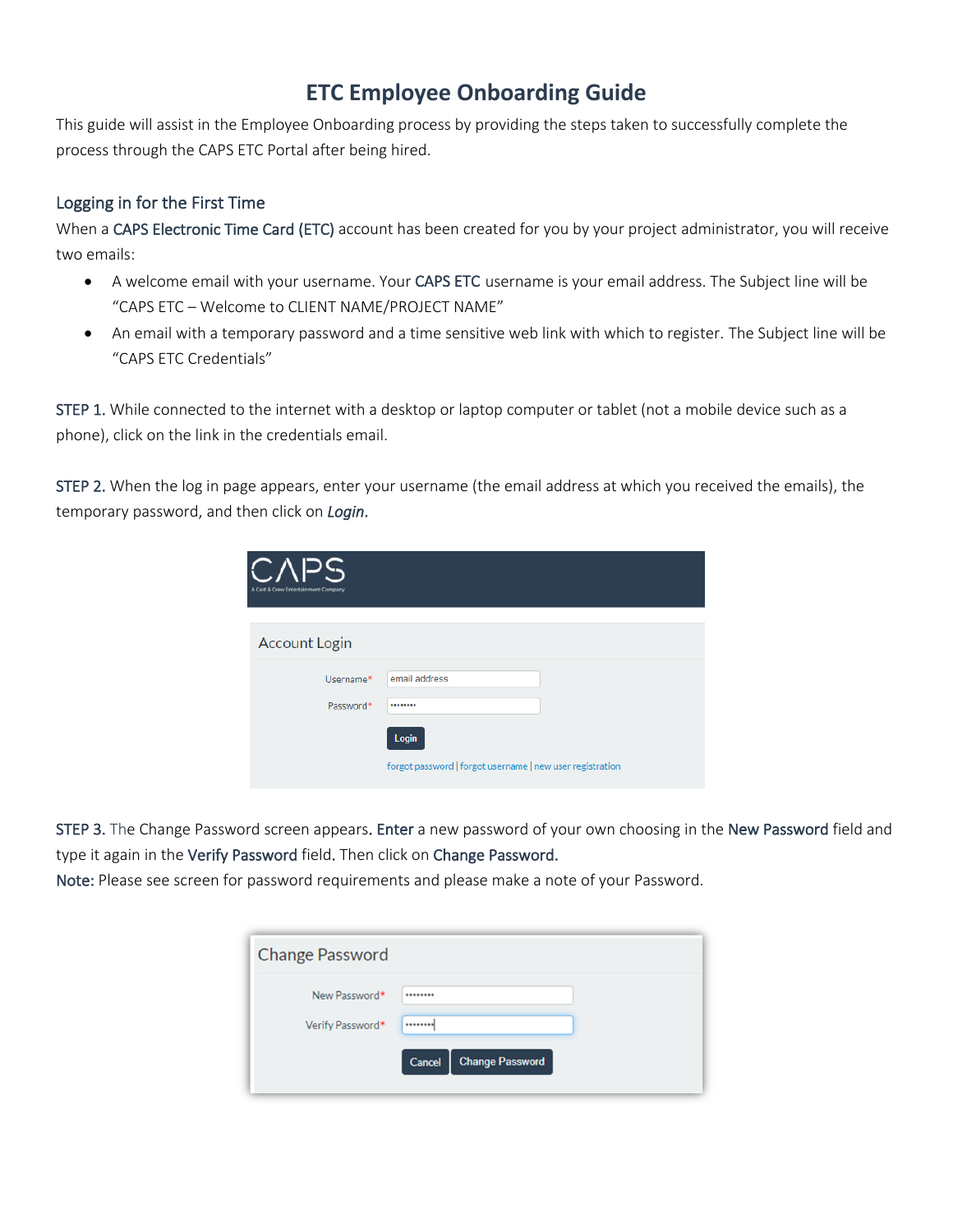# ETC Employee Onboarding Guide

This guide will assist in the Employee Onboarding process by providing the steps taken to successfully complete the process through the CAPS ETC Portal after being hired.

## Logging in for the First Time

When a CAPS Electronic Time Card (ETC) account has been created for you by your project administrator, you will receive two emails:

- A welcome email with your username. Your CAPS ETC username is your email address. The Subject line will be "CAPS ETC – Welcome to CLIENT NAME/PROJECT NAME"
- An email with a temporary password and a time sensitive web link with which to register. The Subject line will be "CAPS ETC Credentials"

STEP 1. While connected to the internet with a desktop or laptop computer or tablet (not a mobile device such as a phone), click on the link in the credentials email.

STEP 2. When the log in page appears, enter your username (the email address at which you received the emails), the temporary password, and then click on *Login*.

STEP 3. The Change Password screen appears. Enter a new password of your own choosing in the New Password field and type it again in the Verify Password field. Then click on Change Password.

Note: Please see screen for password requirements and please make a note of your Password.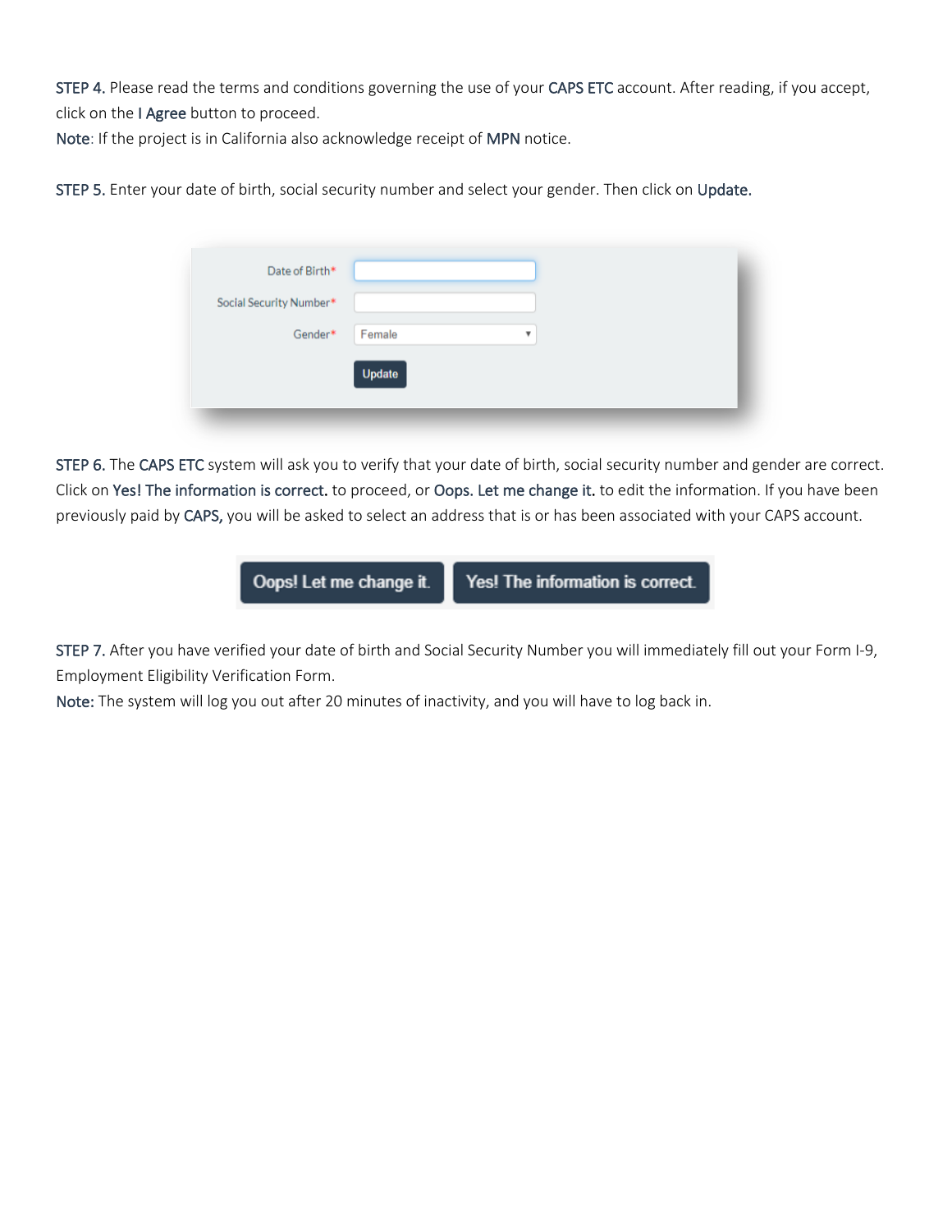STEP 4. Please read the terms and conditions governing the use of your CAPS ETC account. After reading, if you accept, click on the I Agree button to proceed.
Note: If the project is in California also acknowledge receipt of MPN notice.

STEP 5. Enter your date of birth, social security number and select your gender. Then click on Update.

Date of Birth*

Social Security Number*

Gender* Female

Update

STEP 6. The CAPS ETC system will ask you to verify that your date of birth, social security number and gender are correct. Click on Yes! The information is correct. to proceed, or Oops. Let me change it. to edit the information. If you have been previously paid by CAPS, you will be asked to select an address that is or has been associated with your CAPS account.

Oops! Let me change it. Yes! The information is correct.

STEP 7. After you have verified your date of birth and Social Security Number you will immediately fill out your Form I-9, Employment Eligibility Verification Form.
Note: The system will log you out after 20 minutes of inactivity, and you will have to log back in.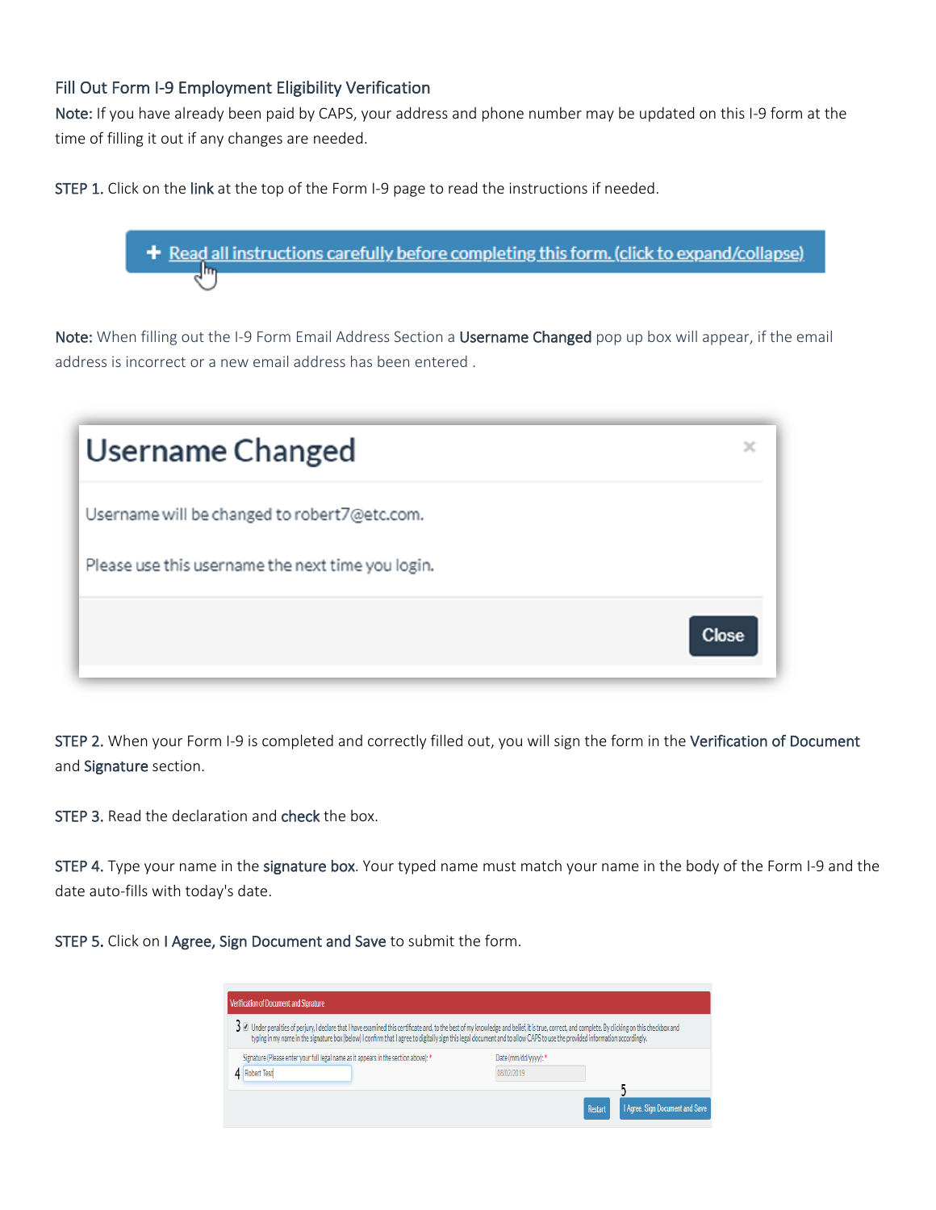## Fill Out Form I-9 Employment Eligibility Verification

**Note:** If you have already been paid by CAPS, your address and phone number may be updated on this I-9 form at the time of filling it out if any changes are needed.

**STEP 1.** Click on the **link** at the top of the Form I-9 page to read the instructions if needed.

+ Read all instructions carefully before completing this form. (click to expand/collapse)

**Note:** When filling out the I-9 Form Email Address Section a **Username Changed** pop up box will appear, if the email address is incorrect or a new email address has been entered .

Username Changed

Username will be changed to robert7@etc.com.

Please use this username the next time you login.

Close

**STEP 2.** When your Form I-9 is completed and correctly filled out, you will sign the form in the **Verification of Document** and **Signature** section.

**STEP 3.** Read the declaration and **check** the box.

**STEP 4.** Type your name in the **signature box**. Your typed name must match your name in the body of the Form I-9 and the date auto-fills with today's date.

**STEP 5.** Click on **I Agree, Sign Document and Save** to submit the form.

Verification of Document and Signature

3 Under penalties of perjury, I declare that I have examined this certificate and, to the best of my knowledge and belief, it is true, correct, and complete. By clicking on this checkbox and typing in my name in the signature box (below) I confirm that I agree to digitally sign this legal document and to allow CAPS to use the provided information accordingly.

Signature (Please enter your full legal name as it appears in the section above): *

4 Robert Test

Date (mm/dd/yyyy): *

08/02/2019

5

Restart

I Agree. Sign Document and Save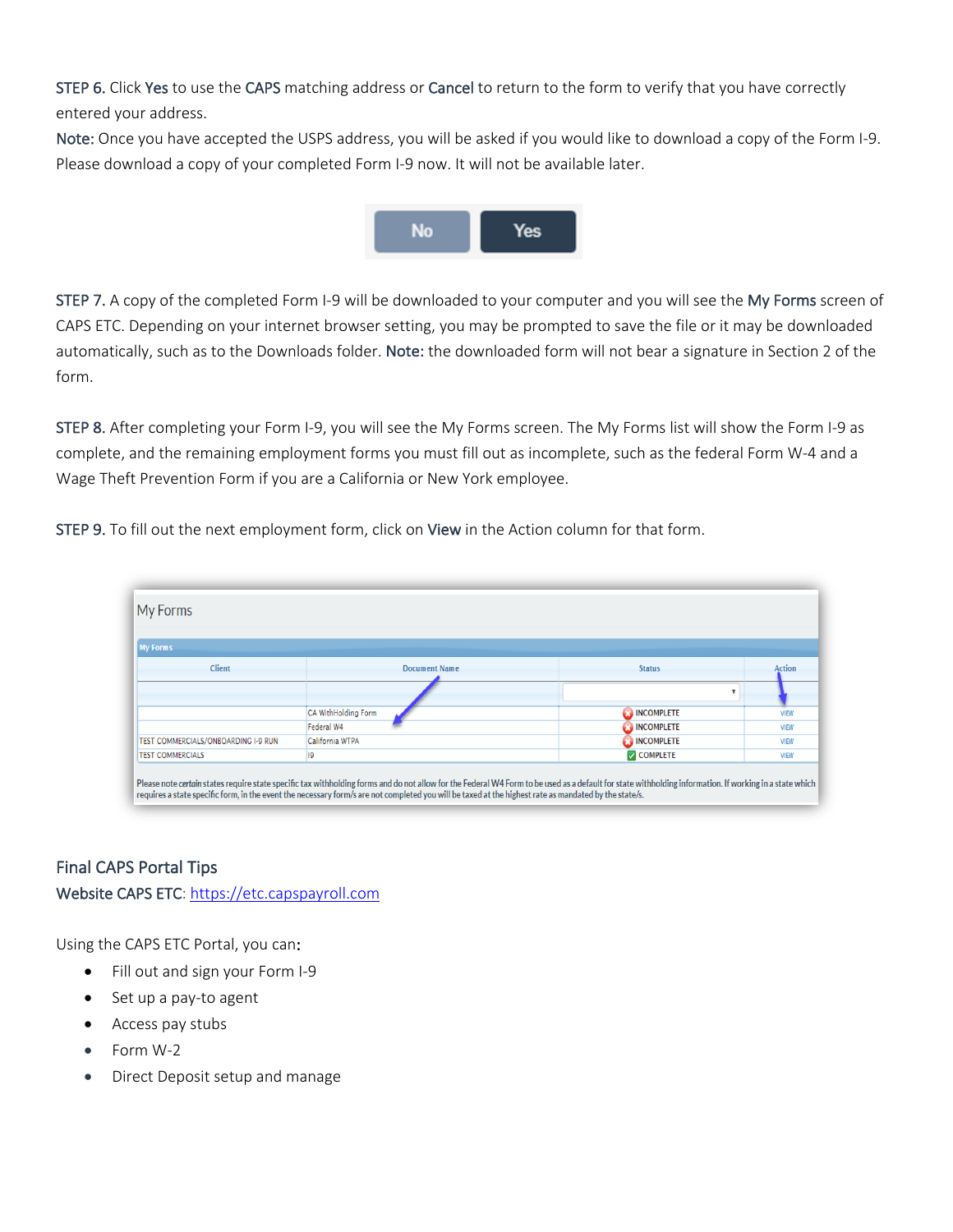STEP 6. Click Yes to use the CAPS matching address or Cancel to return to the form to verify that you have correctly entered your address.

Note: Once you have accepted the USPS address, you will be asked if you would like to download a copy of the Form I-9. Please download a copy of your completed Form I-9 now. It will not be available later.

STEP 7. A copy of the completed Form I-9 will be downloaded to your computer and you will see the My Forms screen of CAPS ETC. Depending on your internet browser setting, you may be prompted to save the file or it may be downloaded automatically, such as to the Downloads folder. Note: the downloaded form will not bear a signature in Section 2 of the form.

STEP 8. After completing your Form I-9, you will see the My Forms screen. The My Forms list will show the Form I-9 as complete, and the remaining employment forms you must fill out as incomplete, such as the federal Form W-4 and a Wage Theft Prevention Form if you are a California or New York employee.

STEP 9. To fill out the next employment form, click on View in the Action column for that form.

## Final CAPS Portal Tips

Website CAPS ETC: https://etc.capspayroll.com

Using the CAPS ETC Portal, you can:

- Fill out and sign your Form I-9
- Set up a pay-to agent
- Access pay stubs
- Form W-2
- Direct Deposit setup and manage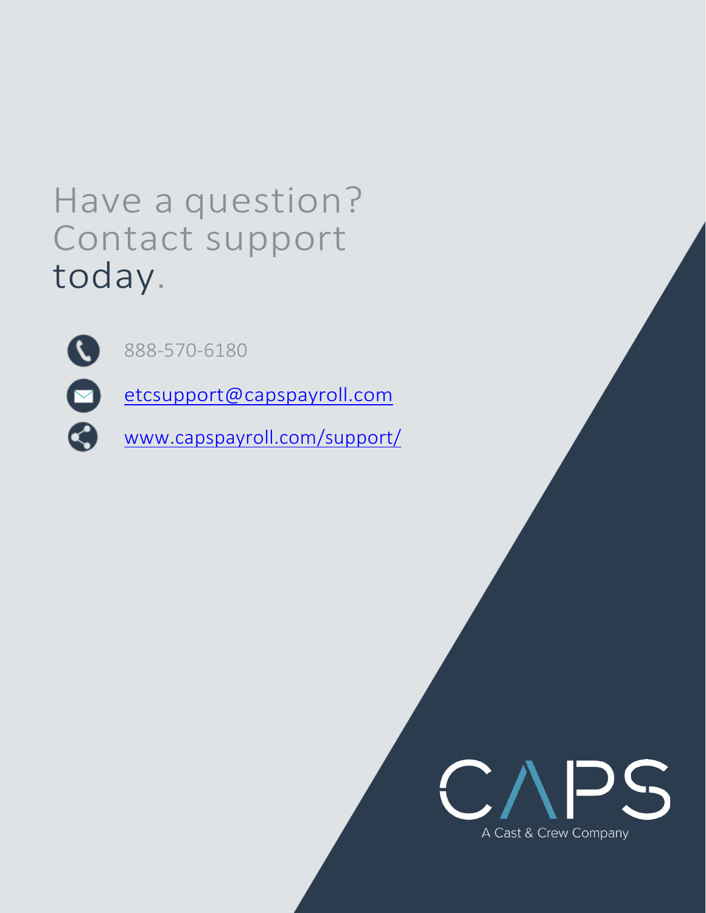# Have a question? Contact support today.

888-570-6180

etcsupport@capspayroll.com

www.capspayroll.com/support/

CAPS

A Cast & Crew Company